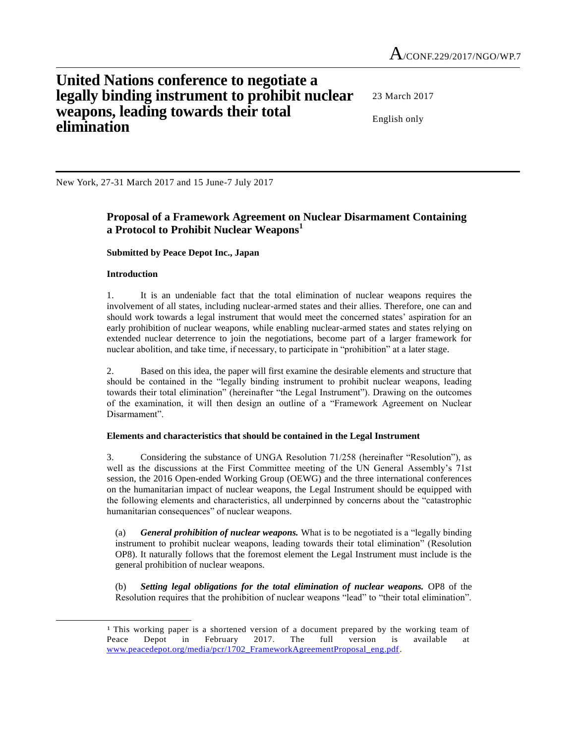A/CONF.229/2017/NGO/WP.7

# United Nations conference to negotiate a legally binding instrument to prohibit nuclear weapons, leading towards their total elimination

23 March 2017

English only

New York, 27-31 March 2017 and 15 June-7 July 2017

## Proposal of a Framework Agreement on Nuclear Disarmament Containing a Protocol to Prohibit Nuclear Weapons[1]

**Submitted by Peace Depot Inc., Japan**

### Introduction

1. It is an undeniable fact that the total elimination of nuclear weapons requires the involvement of all states, including nuclear-armed states and their allies. Therefore, one can and should work towards a legal instrument that would meet the concerned states' aspiration for an early prohibition of nuclear weapons, while enabling nuclear-armed states and states relying on extended nuclear deterrence to join the negotiations, become part of a larger framework for nuclear abolition, and take time, if necessary, to participate in "prohibition" at a later stage.

2. Based on this idea, the paper will first examine the desirable elements and structure that should be contained in the "legally binding instrument to prohibit nuclear weapons, leading towards their total elimination" (hereinafter "the Legal Instrument"). Drawing on the outcomes of the examination, it will then design an outline of a "Framework Agreement on Nuclear Disarmament".

### Elements and characteristics that should be contained in the Legal Instrument

3. Considering the substance of UNGA Resolution 71/258 (hereinafter "Resolution"), as well as the discussions at the First Committee meeting of the UN General Assembly's 71st session, the 2016 Open-ended Working Group (OEWG) and the three international conferences on the humanitarian impact of nuclear weapons, the Legal Instrument should be equipped with the following elements and characteristics, all underpinned by concerns about the "catastrophic humanitarian consequences" of nuclear weapons.

(a) ***General prohibition of nuclear weapons.*** What is to be negotiated is a "legally binding instrument to prohibit nuclear weapons, leading towards their total elimination" (Resolution OP8). It naturally follows that the foremost element the Legal Instrument must include is the general prohibition of nuclear weapons.

(b) ***Setting legal obligations for the total elimination of nuclear weapons.*** OP8 of the Resolution requires that the prohibition of nuclear weapons "lead" to "their total elimination".

[1] This working paper is a shortened version of a document prepared by the working team of Peace Depot in February 2017. The full version is available at www.peacedepot.org/media/pcr/1702_FrameworkAgreementProposal_eng.pdf.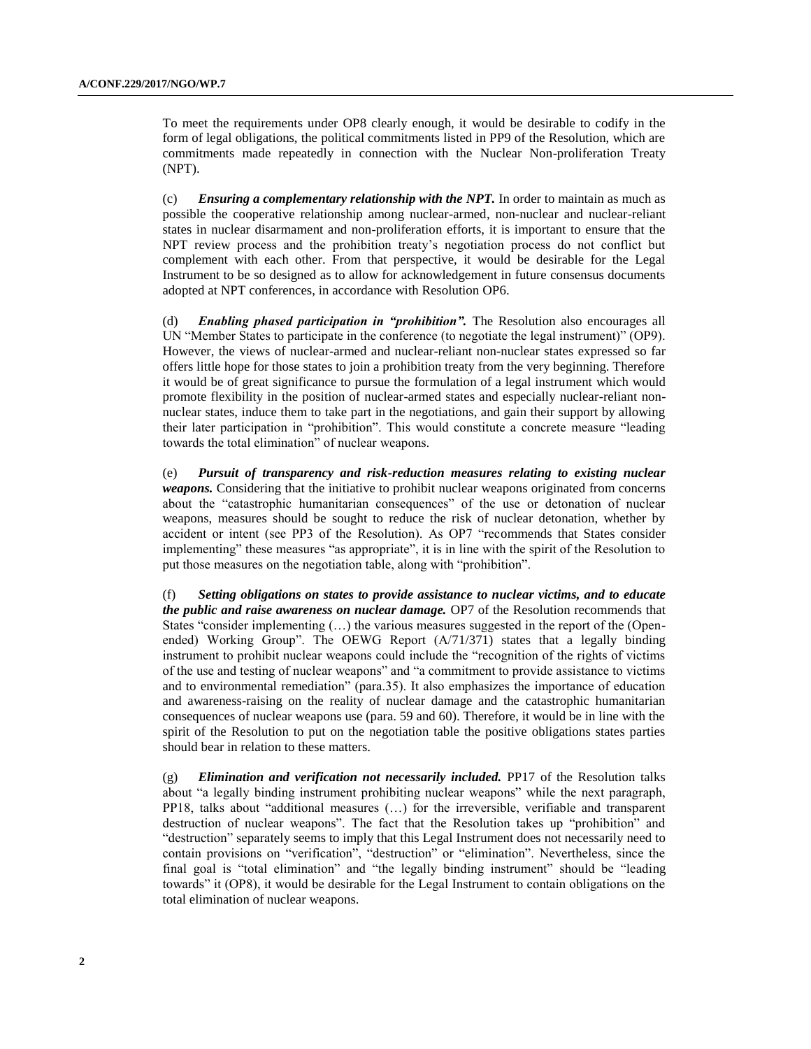To meet the requirements under OP8 clearly enough, it would be desirable to codify in the form of legal obligations, the political commitments listed in PP9 of the Resolution, which are commitments made repeatedly in connection with the Nuclear Non-proliferation Treaty (NPT).

(c) ***Ensuring a complementary relationship with the NPT.*** In order to maintain as much as possible the cooperative relationship among nuclear-armed, non-nuclear and nuclear-reliant states in nuclear disarmament and non-proliferation efforts, it is important to ensure that the NPT review process and the prohibition treaty's negotiation process do not conflict but complement with each other. From that perspective, it would be desirable for the Legal Instrument to be so designed as to allow for acknowledgement in future consensus documents adopted at NPT conferences, in accordance with Resolution OP6.

(d) ***Enabling phased participation in "prohibition".*** The Resolution also encourages all UN "Member States to participate in the conference (to negotiate the legal instrument)" (OP9). However, the views of nuclear-armed and nuclear-reliant non-nuclear states expressed so far offers little hope for those states to join a prohibition treaty from the very beginning. Therefore it would be of great significance to pursue the formulation of a legal instrument which would promote flexibility in the position of nuclear-armed states and especially nuclear-reliant non-nuclear states, induce them to take part in the negotiations, and gain their support by allowing their later participation in "prohibition". This would constitute a concrete measure "leading towards the total elimination" of nuclear weapons.

(e) ***Pursuit of transparency and risk-reduction measures relating to existing nuclear weapons.*** Considering that the initiative to prohibit nuclear weapons originated from concerns about the "catastrophic humanitarian consequences" of the use or detonation of nuclear weapons, measures should be sought to reduce the risk of nuclear detonation, whether by accident or intent (see PP3 of the Resolution). As OP7 "recommends that States consider implementing" these measures "as appropriate", it is in line with the spirit of the Resolution to put those measures on the negotiation table, along with "prohibition".

(f) ***Setting obligations on states to provide assistance to nuclear victims, and to educate the public and raise awareness on nuclear damage.*** OP7 of the Resolution recommends that States "consider implementing (…) the various measures suggested in the report of the (Open-ended) Working Group". The OEWG Report (A/71/371) states that a legally binding instrument to prohibit nuclear weapons could include the "recognition of the rights of victims of the use and testing of nuclear weapons" and "a commitment to provide assistance to victims and to environmental remediation" (para.35). It also emphasizes the importance of education and awareness-raising on the reality of nuclear damage and the catastrophic humanitarian consequences of nuclear weapons use (para. 59 and 60). Therefore, it would be in line with the spirit of the Resolution to put on the negotiation table the positive obligations states parties should bear in relation to these matters.

(g) ***Elimination and verification not necessarily included.*** PP17 of the Resolution talks about "a legally binding instrument prohibiting nuclear weapons" while the next paragraph, PP18, talks about "additional measures (…) for the irreversible, verifiable and transparent destruction of nuclear weapons". The fact that the Resolution takes up "prohibition" and "destruction" separately seems to imply that this Legal Instrument does not necessarily need to contain provisions on "verification", "destruction" or "elimination". Nevertheless, since the final goal is "total elimination" and "the legally binding instrument" should be "leading towards" it (OP8), it would be desirable for the Legal Instrument to contain obligations on the total elimination of nuclear weapons.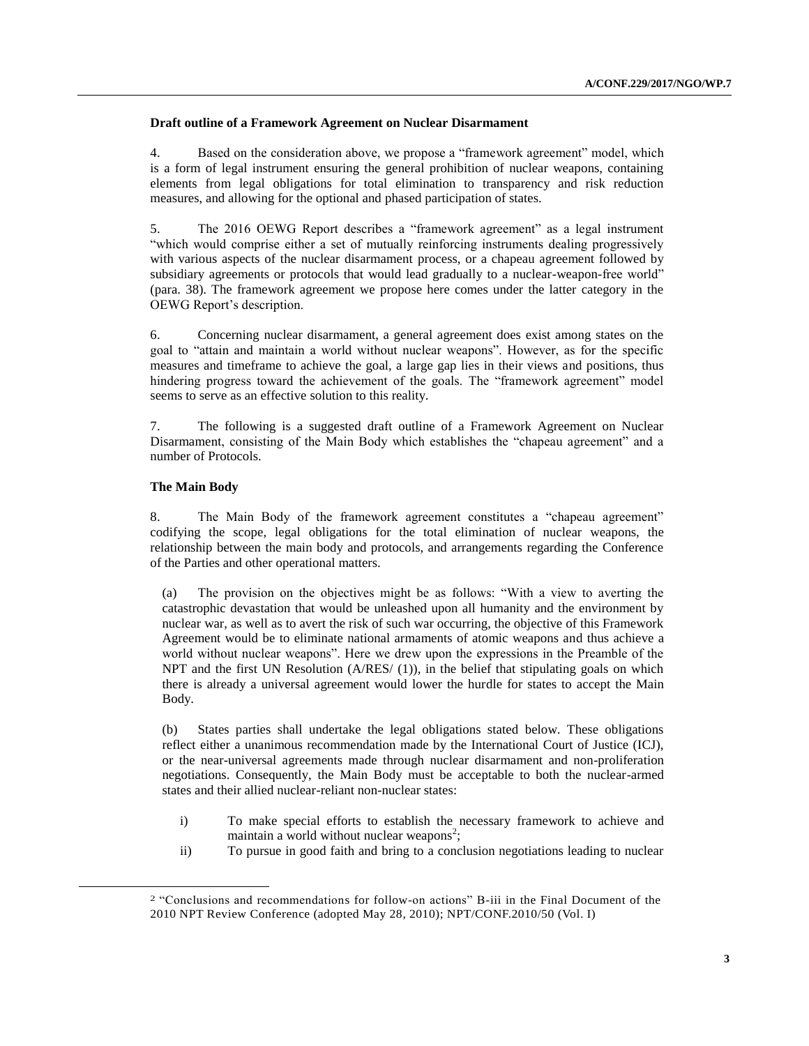**Draft outline of a Framework Agreement on Nuclear Disarmament**

4. Based on the consideration above, we propose a "framework agreement" model, which is a form of legal instrument ensuring the general prohibition of nuclear weapons, containing elements from legal obligations for total elimination to transparency and risk reduction measures, and allowing for the optional and phased participation of states.

5. The 2016 OEWG Report describes a "framework agreement" as a legal instrument "which would comprise either a set of mutually reinforcing instruments dealing progressively with various aspects of the nuclear disarmament process, or a chapeau agreement followed by subsidiary agreements or protocols that would lead gradually to a nuclear-weapon-free world" (para. 38). The framework agreement we propose here comes under the latter category in the OEWG Report's description.

6. Concerning nuclear disarmament, a general agreement does exist among states on the goal to "attain and maintain a world without nuclear weapons". However, as for the specific measures and timeframe to achieve the goal, a large gap lies in their views and positions, thus hindering progress toward the achievement of the goals. The "framework agreement" model seems to serve as an effective solution to this reality.

7. The following is a suggested draft outline of a Framework Agreement on Nuclear Disarmament, consisting of the Main Body which establishes the "chapeau agreement" and a number of Protocols.

**The Main Body**

8. The Main Body of the framework agreement constitutes a "chapeau agreement" codifying the scope, legal obligations for the total elimination of nuclear weapons, the relationship between the main body and protocols, and arrangements regarding the Conference of the Parties and other operational matters.

(a) The provision on the objectives might be as follows: "With a view to averting the catastrophic devastation that would be unleashed upon all humanity and the environment by nuclear war, as well as to avert the risk of such war occurring, the objective of this Framework Agreement would be to eliminate national armaments of atomic weapons and thus achieve a world without nuclear weapons". Here we drew upon the expressions in the Preamble of the NPT and the first UN Resolution (A/RES/ (1)), in the belief that stipulating goals on which there is already a universal agreement would lower the hurdle for states to accept the Main Body.

(b) States parties shall undertake the legal obligations stated below. These obligations reflect either a unanimous recommendation made by the International Court of Justice (ICJ), or the near-universal agreements made through nuclear disarmament and non-proliferation negotiations. Consequently, the Main Body must be acceptable to both the nuclear-armed states and their allied nuclear-reliant non-nuclear states:

i) To make special efforts to establish the necessary framework to achieve and maintain a world without nuclear weapons[2];

ii) To pursue in good faith and bring to a conclusion negotiations leading to nuclear

[2] "Conclusions and recommendations for follow-on actions" B-iii in the Final Document of the 2010 NPT Review Conference (adopted May 28, 2010); NPT/CONF.2010/50 (Vol. I)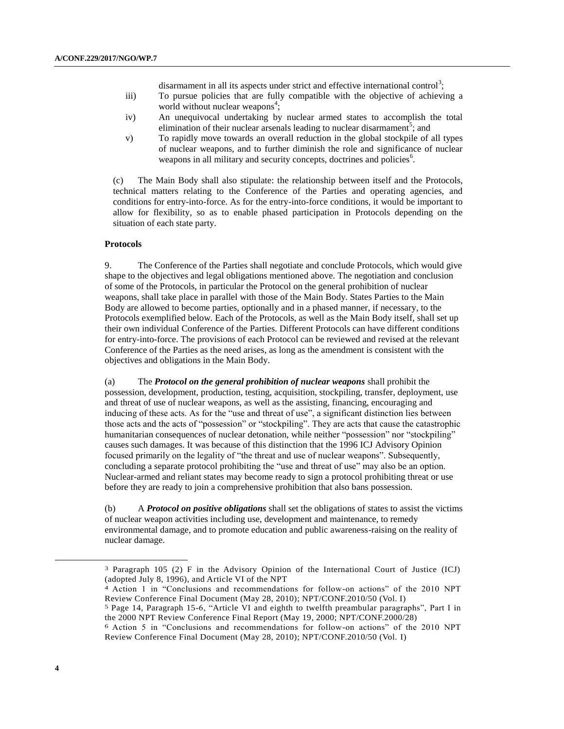disarmament in all its aspects under strict and effective international control[3];

iii) To pursue policies that are fully compatible with the objective of achieving a world without nuclear weapons[4];

iv) An unequivocal undertaking by nuclear armed states to accomplish the total elimination of their nuclear arsenals leading to nuclear disarmament[5]; and

v) To rapidly move towards an overall reduction in the global stockpile of all types of nuclear weapons, and to further diminish the role and significance of nuclear weapons in all military and security concepts, doctrines and policies[6].

(c) The Main Body shall also stipulate: the relationship between itself and the Protocols, technical matters relating to the Conference of the Parties and operating agencies, and conditions for entry-into-force. As for the entry-into-force conditions, it would be important to allow for flexibility, so as to enable phased participation in Protocols depending on the situation of each state party.

**Protocols**

9. The Conference of the Parties shall negotiate and conclude Protocols, which would give shape to the objectives and legal obligations mentioned above. The negotiation and conclusion of some of the Protocols, in particular the Protocol on the general prohibition of nuclear weapons, shall take place in parallel with those of the Main Body. States Parties to the Main Body are allowed to become parties, optionally and in a phased manner, if necessary, to the Protocols exemplified below. Each of the Protocols, as well as the Main Body itself, shall set up their own individual Conference of the Parties. Different Protocols can have different conditions for entry-into-force. The provisions of each Protocol can be reviewed and revised at the relevant Conference of the Parties as the need arises, as long as the amendment is consistent with the objectives and obligations in the Main Body.

(a) The ***Protocol on the general prohibition of nuclear weapons*** shall prohibit the possession, development, production, testing, acquisition, stockpiling, transfer, deployment, use and threat of use of nuclear weapons, as well as the assisting, financing, encouraging and inducing of these acts. As for the "use and threat of use", a significant distinction lies between those acts and the acts of "possession" or "stockpiling". They are acts that cause the catastrophic humanitarian consequences of nuclear detonation, while neither "possession" nor "stockpiling" causes such damages. It was because of this distinction that the 1996 ICJ Advisory Opinion focused primarily on the legality of "the threat and use of nuclear weapons". Subsequently, concluding a separate protocol prohibiting the "use and threat of use" may also be an option. Nuclear-armed and reliant states may become ready to sign a protocol prohibiting threat or use before they are ready to join a comprehensive prohibition that also bans possession.

(b) A ***Protocol on positive obligations*** shall set the obligations of states to assist the victims of nuclear weapon activities including use, development and maintenance, to remedy environmental damage, and to promote education and public awareness-raising on the reality of nuclear damage.

---

[3] Paragraph 105 (2) F in the Advisory Opinion of the International Court of Justice (ICJ) (adopted July 8, 1996), and Article VI of the NPT

[4] Action 1 in "Conclusions and recommendations for follow-on actions" of the 2010 NPT Review Conference Final Document (May 28, 2010); NPT/CONF.2010/50 (Vol. I)

[5] Page 14, Paragraph 15-6, "Article VI and eighth to twelfth preambular paragraphs", Part I in the 2000 NPT Review Conference Final Report (May 19, 2000; NPT/CONF.2000/28)

[6] Action 5 in "Conclusions and recommendations for follow-on actions" of the 2010 NPT Review Conference Final Document (May 28, 2010); NPT/CONF.2010/50 (Vol. I)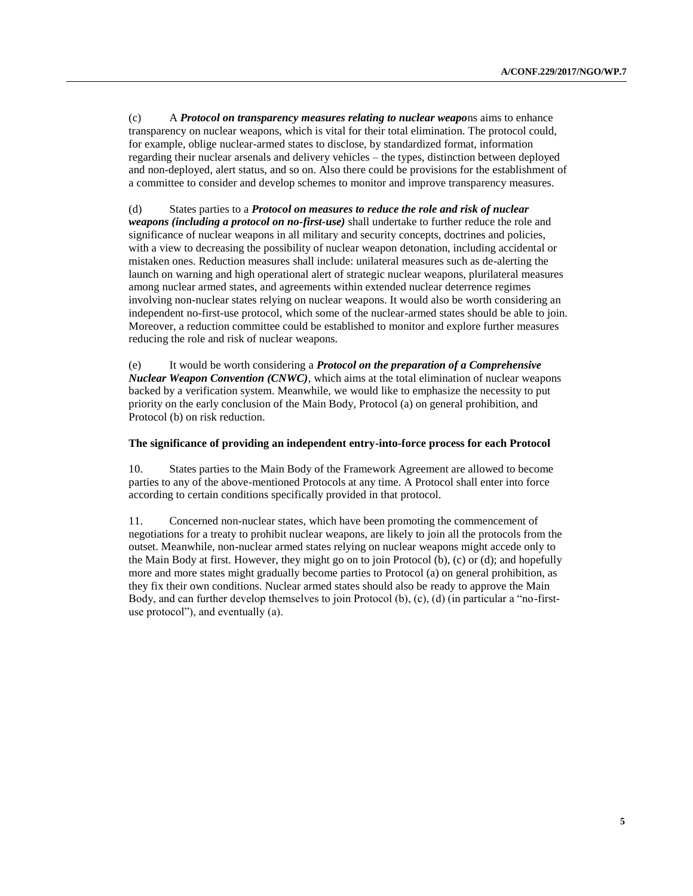(c) A ***Protocol on transparency measures relating to nuclear weapo***ns aims to enhance transparency on nuclear weapons, which is vital for their total elimination. The protocol could, for example, oblige nuclear-armed states to disclose, by standardized format, information regarding their nuclear arsenals and delivery vehicles – the types, distinction between deployed and non-deployed, alert status, and so on. Also there could be provisions for the establishment of a committee to consider and develop schemes to monitor and improve transparency measures.

(d) States parties to a ***Protocol on measures to reduce the role and risk of nuclear weapons (including a protocol on no-first-use)*** shall undertake to further reduce the role and significance of nuclear weapons in all military and security concepts, doctrines and policies, with a view to decreasing the possibility of nuclear weapon detonation, including accidental or mistaken ones. Reduction measures shall include: unilateral measures such as de-alerting the launch on warning and high operational alert of strategic nuclear weapons, plurilateral measures among nuclear armed states, and agreements within extended nuclear deterrence regimes involving non-nuclear states relying on nuclear weapons. It would also be worth considering an independent no-first-use protocol, which some of the nuclear-armed states should be able to join. Moreover, a reduction committee could be established to monitor and explore further measures reducing the role and risk of nuclear weapons.

(e) It would be worth considering a ***Protocol on the preparation of a Comprehensive Nuclear Weapon Convention (CNWC)***, which aims at the total elimination of nuclear weapons backed by a verification system. Meanwhile, we would like to emphasize the necessity to put priority on the early conclusion of the Main Body, Protocol (a) on general prohibition, and Protocol (b) on risk reduction.

**The significance of providing an independent entry-into-force process for each Protocol**

10. States parties to the Main Body of the Framework Agreement are allowed to become parties to any of the above-mentioned Protocols at any time. A Protocol shall enter into force according to certain conditions specifically provided in that protocol.

11. Concerned non-nuclear states, which have been promoting the commencement of negotiations for a treaty to prohibit nuclear weapons, are likely to join all the protocols from the outset. Meanwhile, non-nuclear armed states relying on nuclear weapons might accede only to the Main Body at first. However, they might go on to join Protocol (b), (c) or (d); and hopefully more and more states might gradually become parties to Protocol (a) on general prohibition, as they fix their own conditions. Nuclear armed states should also be ready to approve the Main Body, and can further develop themselves to join Protocol (b), (c), (d) (in particular a "no-first-use protocol"), and eventually (a).